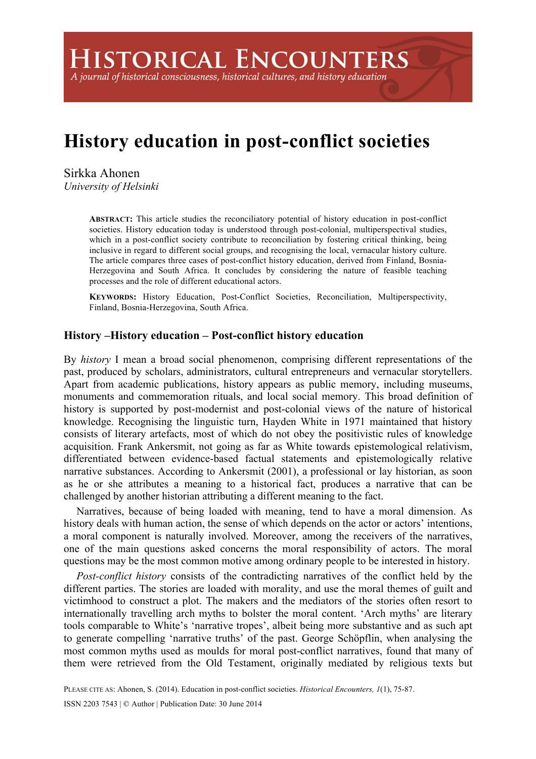# History education in post-conflict societies

Sirkka Ahonen
*University of Helsinki*

**ABSTRACT:** This article studies the reconciliatory potential of history education in post-conflict societies. History education today is understood through post-colonial, multiperspectival studies, which in a post-conflict society contribute to reconciliation by fostering critical thinking, being inclusive in regard to different social groups, and recognising the local, vernacular history culture. The article compares three cases of post-conflict history education, derived from Finland, Bosnia-Herzegovina and South Africa. It concludes by considering the nature of feasible teaching processes and the role of different educational actors.

**KEYWORDS:** History Education, Post-Conflict Societies, Reconciliation, Multiperspectivity, Finland, Bosnia-Herzegovina, South Africa.

## History –History education – Post-conflict history education

By *history* I mean a broad social phenomenon, comprising different representations of the past, produced by scholars, administrators, cultural entrepreneurs and vernacular storytellers. Apart from academic publications, history appears as public memory, including museums, monuments and commemoration rituals, and local social memory. This broad definition of history is supported by post-modernist and post-colonial views of the nature of historical knowledge. Recognising the linguistic turn, Hayden White in 1971 maintained that history consists of literary artefacts, most of which do not obey the positivistic rules of knowledge acquisition. Frank Ankersmit, not going as far as White towards epistemological relativism, differentiated between evidence-based factual statements and epistemologically relative narrative substances. According to Ankersmit (2001), a professional or lay historian, as soon as he or she attributes a meaning to a historical fact, produces a narrative that can be challenged by another historian attributing a different meaning to the fact.

Narratives, because of being loaded with meaning, tend to have a moral dimension. As history deals with human action, the sense of which depends on the actor or actors' intentions, a moral component is naturally involved. Moreover, among the receivers of the narratives, one of the main questions asked concerns the moral responsibility of actors. The moral questions may be the most common motive among ordinary people to be interested in history.

*Post-conflict history* consists of the contradicting narratives of the conflict held by the different parties. The stories are loaded with morality, and use the moral themes of guilt and victimhood to construct a plot. The makers and the mediators of the stories often resort to internationally travelling arch myths to bolster the moral content. 'Arch myths' are literary tools comparable to White's 'narrative tropes', albeit being more substantive and as such apt to generate compelling 'narrative truths' of the past. George Schöpflin, when analysing the most common myths used as moulds for moral post-conflict narratives, found that many of them were retrieved from the Old Testament, originally mediated by religious texts but

PLEASE CITE AS: Ahonen, S. (2014). Education in post-conflict societies. *Historical Encounters, 1*(1), 75-87.

ISSN 2203 7543 | © Author | Publication Date: 30 June 2014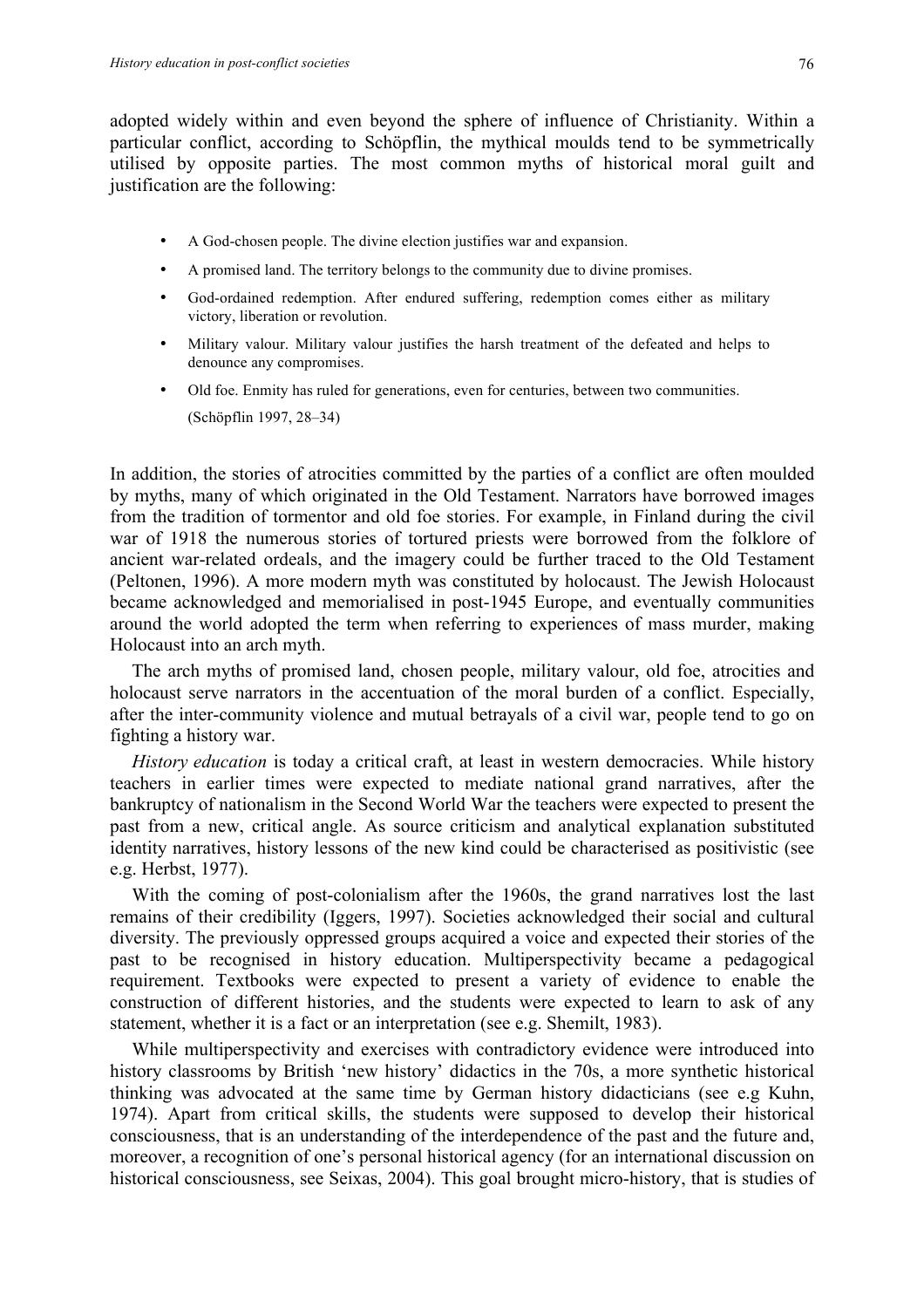adopted widely within and even beyond the sphere of influence of Christianity. Within a particular conflict, according to Schöpflin, the mythical moulds tend to be symmetrically utilised by opposite parties. The most common myths of historical moral guilt and justification are the following:

- A God-chosen people. The divine election justifies war and expansion.
- A promised land. The territory belongs to the community due to divine promises.
- God-ordained redemption. After endured suffering, redemption comes either as military victory, liberation or revolution.
- Military valour. Military valour justifies the harsh treatment of the defeated and helps to denounce any compromises.
- Old foe. Enmity has ruled for generations, even for centuries, between two communities.

(Schöpflin 1997, 28–34)

In addition, the stories of atrocities committed by the parties of a conflict are often moulded by myths, many of which originated in the Old Testament. Narrators have borrowed images from the tradition of tormentor and old foe stories. For example, in Finland during the civil war of 1918 the numerous stories of tortured priests were borrowed from the folklore of ancient war-related ordeals, and the imagery could be further traced to the Old Testament (Peltonen, 1996). A more modern myth was constituted by holocaust. The Jewish Holocaust became acknowledged and memorialised in post-1945 Europe, and eventually communities around the world adopted the term when referring to experiences of mass murder, making Holocaust into an arch myth.

The arch myths of promised land, chosen people, military valour, old foe, atrocities and holocaust serve narrators in the accentuation of the moral burden of a conflict. Especially, after the inter-community violence and mutual betrayals of a civil war, people tend to go on fighting a history war.

*History education* is today a critical craft, at least in western democracies. While history teachers in earlier times were expected to mediate national grand narratives, after the bankruptcy of nationalism in the Second World War the teachers were expected to present the past from a new, critical angle. As source criticism and analytical explanation substituted identity narratives, history lessons of the new kind could be characterised as positivistic (see e.g. Herbst, 1977).

With the coming of post-colonialism after the 1960s, the grand narratives lost the last remains of their credibility (Iggers, 1997). Societies acknowledged their social and cultural diversity. The previously oppressed groups acquired a voice and expected their stories of the past to be recognised in history education. Multiperspectivity became a pedagogical requirement. Textbooks were expected to present a variety of evidence to enable the construction of different histories, and the students were expected to learn to ask of any statement, whether it is a fact or an interpretation (see e.g. Shemilt, 1983).

While multiperspectivity and exercises with contradictory evidence were introduced into history classrooms by British 'new history' didactics in the 70s, a more synthetic historical thinking was advocated at the same time by German history didacticians (see e.g Kuhn, 1974). Apart from critical skills, the students were supposed to develop their historical consciousness, that is an understanding of the interdependence of the past and the future and, moreover, a recognition of one's personal historical agency (for an international discussion on historical consciousness, see Seixas, 2004). This goal brought micro-history, that is studies of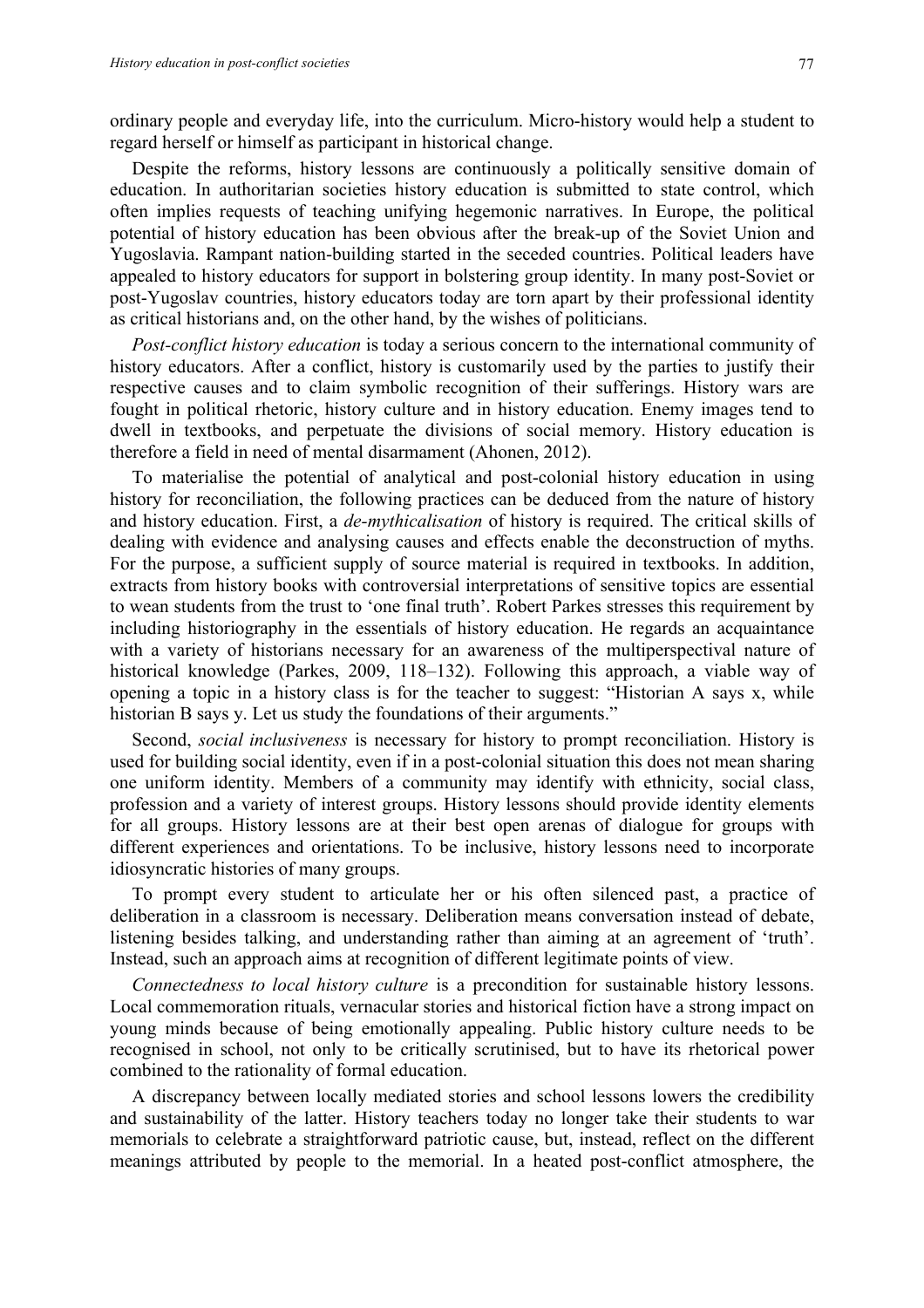ordinary people and everyday life, into the curriculum. Micro-history would help a student to regard herself or himself as participant in historical change.

Despite the reforms, history lessons are continuously a politically sensitive domain of education. In authoritarian societies history education is submitted to state control, which often implies requests of teaching unifying hegemonic narratives. In Europe, the political potential of history education has been obvious after the break-up of the Soviet Union and Yugoslavia. Rampant nation-building started in the seceded countries. Political leaders have appealed to history educators for support in bolstering group identity. In many post-Soviet or post-Yugoslav countries, history educators today are torn apart by their professional identity as critical historians and, on the other hand, by the wishes of politicians.

*Post-conflict history education* is today a serious concern to the international community of history educators. After a conflict, history is customarily used by the parties to justify their respective causes and to claim symbolic recognition of their sufferings. History wars are fought in political rhetoric, history culture and in history education. Enemy images tend to dwell in textbooks, and perpetuate the divisions of social memory. History education is therefore a field in need of mental disarmament (Ahonen, 2012).

To materialise the potential of analytical and post-colonial history education in using history for reconciliation, the following practices can be deduced from the nature of history and history education. First, a *de-mythicalisation* of history is required. The critical skills of dealing with evidence and analysing causes and effects enable the deconstruction of myths. For the purpose, a sufficient supply of source material is required in textbooks. In addition, extracts from history books with controversial interpretations of sensitive topics are essential to wean students from the trust to 'one final truth'. Robert Parkes stresses this requirement by including historiography in the essentials of history education. He regards an acquaintance with a variety of historians necessary for an awareness of the multiperspectival nature of historical knowledge (Parkes, 2009, 118–132). Following this approach, a viable way of opening a topic in a history class is for the teacher to suggest: "Historian A says x, while historian B says y. Let us study the foundations of their arguments."

Second, *social inclusiveness* is necessary for history to prompt reconciliation. History is used for building social identity, even if in a post-colonial situation this does not mean sharing one uniform identity. Members of a community may identify with ethnicity, social class, profession and a variety of interest groups. History lessons should provide identity elements for all groups. History lessons are at their best open arenas of dialogue for groups with different experiences and orientations. To be inclusive, history lessons need to incorporate idiosyncratic histories of many groups.

To prompt every student to articulate her or his often silenced past, a practice of deliberation in a classroom is necessary. Deliberation means conversation instead of debate, listening besides talking, and understanding rather than aiming at an agreement of 'truth'. Instead, such an approach aims at recognition of different legitimate points of view.

*Connectedness to local history culture* is a precondition for sustainable history lessons. Local commemoration rituals, vernacular stories and historical fiction have a strong impact on young minds because of being emotionally appealing. Public history culture needs to be recognised in school, not only to be critically scrutinised, but to have its rhetorical power combined to the rationality of formal education.

A discrepancy between locally mediated stories and school lessons lowers the credibility and sustainability of the latter. History teachers today no longer take their students to war memorials to celebrate a straightforward patriotic cause, but, instead, reflect on the different meanings attributed by people to the memorial. In a heated post-conflict atmosphere, the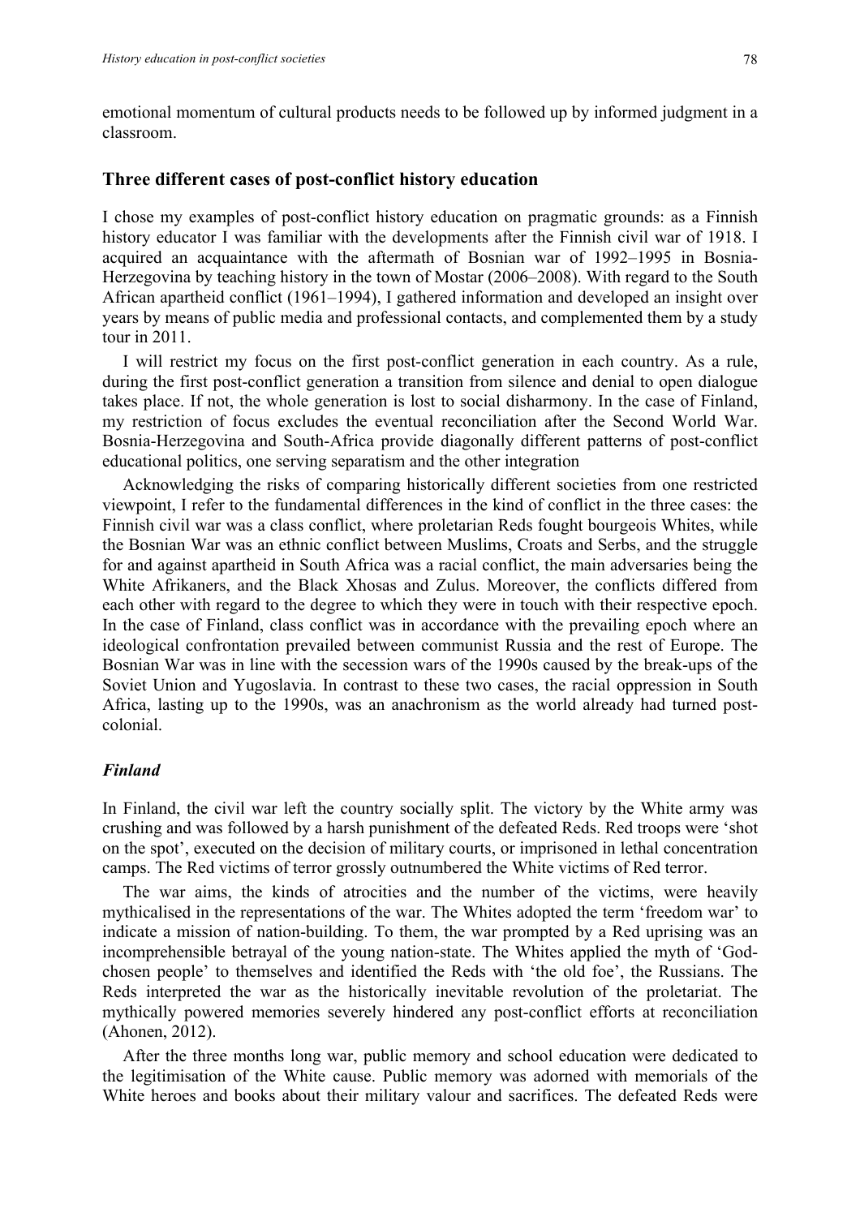emotional momentum of cultural products needs to be followed up by informed judgment in a classroom.

## Three different cases of post-conflict history education

I chose my examples of post-conflict history education on pragmatic grounds: as a Finnish history educator I was familiar with the developments after the Finnish civil war of 1918. I acquired an acquaintance with the aftermath of Bosnian war of 1992–1995 in Bosnia-Herzegovina by teaching history in the town of Mostar (2006–2008). With regard to the South African apartheid conflict (1961–1994), I gathered information and developed an insight over years by means of public media and professional contacts, and complemented them by a study tour in 2011.

I will restrict my focus on the first post-conflict generation in each country. As a rule, during the first post-conflict generation a transition from silence and denial to open dialogue takes place. If not, the whole generation is lost to social disharmony. In the case of Finland, my restriction of focus excludes the eventual reconciliation after the Second World War. Bosnia-Herzegovina and South-Africa provide diagonally different patterns of post-conflict educational politics, one serving separatism and the other integration

Acknowledging the risks of comparing historically different societies from one restricted viewpoint, I refer to the fundamental differences in the kind of conflict in the three cases: the Finnish civil war was a class conflict, where proletarian Reds fought bourgeois Whites, while the Bosnian War was an ethnic conflict between Muslims, Croats and Serbs, and the struggle for and against apartheid in South Africa was a racial conflict, the main adversaries being the White Afrikaners, and the Black Xhosas and Zulus. Moreover, the conflicts differed from each other with regard to the degree to which they were in touch with their respective epoch. In the case of Finland, class conflict was in accordance with the prevailing epoch where an ideological confrontation prevailed between communist Russia and the rest of Europe. The Bosnian War was in line with the secession wars of the 1990s caused by the break-ups of the Soviet Union and Yugoslavia. In contrast to these two cases, the racial oppression in South Africa, lasting up to the 1990s, was an anachronism as the world already had turned post-colonial.

### *Finland*

In Finland, the civil war left the country socially split. The victory by the White army was crushing and was followed by a harsh punishment of the defeated Reds. Red troops were 'shot on the spot', executed on the decision of military courts, or imprisoned in lethal concentration camps. The Red victims of terror grossly outnumbered the White victims of Red terror.

The war aims, the kinds of atrocities and the number of the victims, were heavily mythicalised in the representations of the war. The Whites adopted the term 'freedom war' to indicate a mission of nation-building. To them, the war prompted by a Red uprising was an incomprehensible betrayal of the young nation-state. The Whites applied the myth of 'God-chosen people' to themselves and identified the Reds with 'the old foe', the Russians. The Reds interpreted the war as the historically inevitable revolution of the proletariat. The mythically powered memories severely hindered any post-conflict efforts at reconciliation (Ahonen, 2012).

After the three months long war, public memory and school education were dedicated to the legitimisation of the White cause. Public memory was adorned with memorials of the White heroes and books about their military valour and sacrifices. The defeated Reds were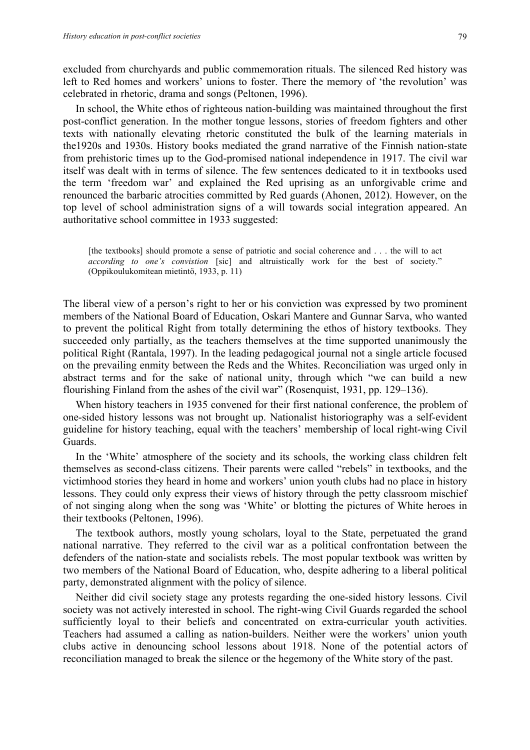excluded from churchyards and public commemoration rituals. The silenced Red history was left to Red homes and workers' unions to foster. There the memory of 'the revolution' was celebrated in rhetoric, drama and songs (Peltonen, 1996).

In school, the White ethos of righteous nation-building was maintained throughout the first post-conflict generation. In the mother tongue lessons, stories of freedom fighters and other texts with nationally elevating rhetoric constituted the bulk of the learning materials in the1920s and 1930s. History books mediated the grand narrative of the Finnish nation-state from prehistoric times up to the God-promised national independence in 1917. The civil war itself was dealt with in terms of silence. The few sentences dedicated to it in textbooks used the term 'freedom war' and explained the Red uprising as an unforgivable crime and renounced the barbaric atrocities committed by Red guards (Ahonen, 2012). However, on the top level of school administration signs of a will towards social integration appeared. An authoritative school committee in 1933 suggested:

> [the textbooks] should promote a sense of patriotic and social coherence and . . . the will to act *according to one's convistion* [sic] and altruistically work for the best of society." (Oppikoulukomitean mietintö, 1933, p. 11)

The liberal view of a person's right to her or his conviction was expressed by two prominent members of the National Board of Education, Oskari Mantere and Gunnar Sarva, who wanted to prevent the political Right from totally determining the ethos of history textbooks. They succeeded only partially, as the teachers themselves at the time supported unanimously the political Right (Rantala, 1997). In the leading pedagogical journal not a single article focused on the prevailing enmity between the Reds and the Whites. Reconciliation was urged only in abstract terms and for the sake of national unity, through which "we can build a new flourishing Finland from the ashes of the civil war" (Rosenquist, 1931, pp. 129–136).

When history teachers in 1935 convened for their first national conference, the problem of one-sided history lessons was not brought up. Nationalist historiography was a self-evident guideline for history teaching, equal with the teachers' membership of local right-wing Civil Guards.

In the 'White' atmosphere of the society and its schools, the working class children felt themselves as second-class citizens. Their parents were called "rebels" in textbooks, and the victimhood stories they heard in home and workers' union youth clubs had no place in history lessons. They could only express their views of history through the petty classroom mischief of not singing along when the song was 'White' or blotting the pictures of White heroes in their textbooks (Peltonen, 1996).

The textbook authors, mostly young scholars, loyal to the State, perpetuated the grand national narrative. They referred to the civil war as a political confrontation between the defenders of the nation-state and socialists rebels. The most popular textbook was written by two members of the National Board of Education, who, despite adhering to a liberal political party, demonstrated alignment with the policy of silence.

Neither did civil society stage any protests regarding the one-sided history lessons. Civil society was not actively interested in school. The right-wing Civil Guards regarded the school sufficiently loyal to their beliefs and concentrated on extra-curricular youth activities. Teachers had assumed a calling as nation-builders. Neither were the workers' union youth clubs active in denouncing school lessons about 1918. None of the potential actors of reconciliation managed to break the silence or the hegemony of the White story of the past.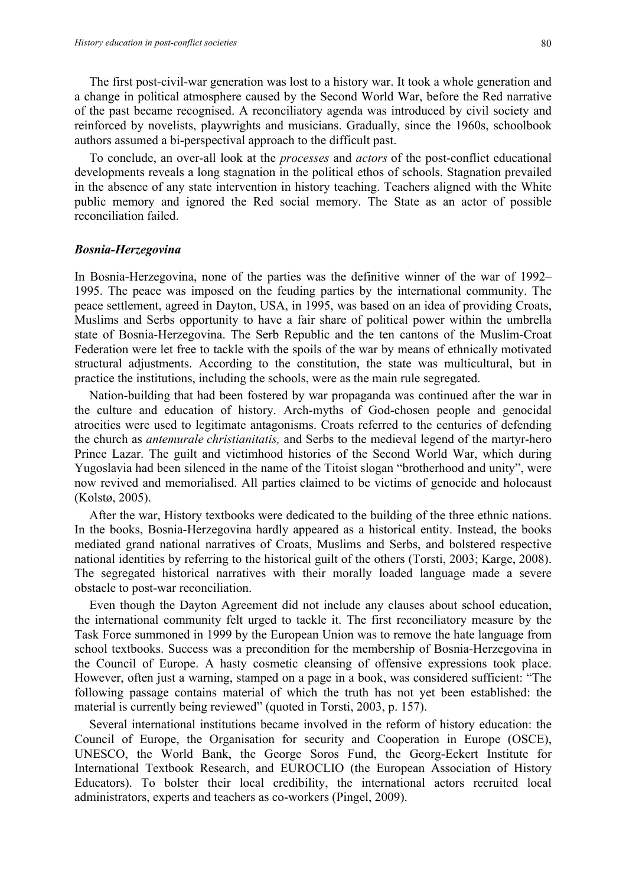The first post-civil-war generation was lost to a history war. It took a whole generation and a change in political atmosphere caused by the Second World War, before the Red narrative of the past became recognised. A reconciliatory agenda was introduced by civil society and reinforced by novelists, playwrights and musicians. Gradually, since the 1960s, schoolbook authors assumed a bi-perspectival approach to the difficult past.

To conclude, an over-all look at the *processes* and *actors* of the post-conflict educational developments reveals a long stagnation in the political ethos of schools. Stagnation prevailed in the absence of any state intervention in history teaching. Teachers aligned with the White public memory and ignored the Red social memory. The State as an actor of possible reconciliation failed.

### *Bosnia-Herzegovina*

In Bosnia-Herzegovina, none of the parties was the definitive winner of the war of 1992–1995. The peace was imposed on the feuding parties by the international community. The peace settlement, agreed in Dayton, USA, in 1995, was based on an idea of providing Croats, Muslims and Serbs opportunity to have a fair share of political power within the umbrella state of Bosnia-Herzegovina. The Serb Republic and the ten cantons of the Muslim-Croat Federation were let free to tackle with the spoils of the war by means of ethnically motivated structural adjustments. According to the constitution, the state was multicultural, but in practice the institutions, including the schools, were as the main rule segregated.

Nation-building that had been fostered by war propaganda was continued after the war in the culture and education of history. Arch-myths of God-chosen people and genocidal atrocities were used to legitimate antagonisms. Croats referred to the centuries of defending the church as *antemurale christianitatis,* and Serbs to the medieval legend of the martyr-hero Prince Lazar. The guilt and victimhood histories of the Second World War, which during Yugoslavia had been silenced in the name of the Titoist slogan "brotherhood and unity", were now revived and memorialised. All parties claimed to be victims of genocide and holocaust (Kolstø, 2005).

After the war, History textbooks were dedicated to the building of the three ethnic nations. In the books, Bosnia-Herzegovina hardly appeared as a historical entity. Instead, the books mediated grand national narratives of Croats, Muslims and Serbs, and bolstered respective national identities by referring to the historical guilt of the others (Torsti, 2003; Karge, 2008). The segregated historical narratives with their morally loaded language made a severe obstacle to post-war reconciliation.

Even though the Dayton Agreement did not include any clauses about school education, the international community felt urged to tackle it. The first reconciliatory measure by the Task Force summoned in 1999 by the European Union was to remove the hate language from school textbooks. Success was a precondition for the membership of Bosnia-Herzegovina in the Council of Europe. A hasty cosmetic cleansing of offensive expressions took place. However, often just a warning, stamped on a page in a book, was considered sufficient: "The following passage contains material of which the truth has not yet been established: the material is currently being reviewed" (quoted in Torsti, 2003, p. 157).

Several international institutions became involved in the reform of history education: the Council of Europe, the Organisation for security and Cooperation in Europe (OSCE), UNESCO, the World Bank, the George Soros Fund, the Georg-Eckert Institute for International Textbook Research, and EUROCLIO (the European Association of History Educators). To bolster their local credibility, the international actors recruited local administrators, experts and teachers as co-workers (Pingel, 2009).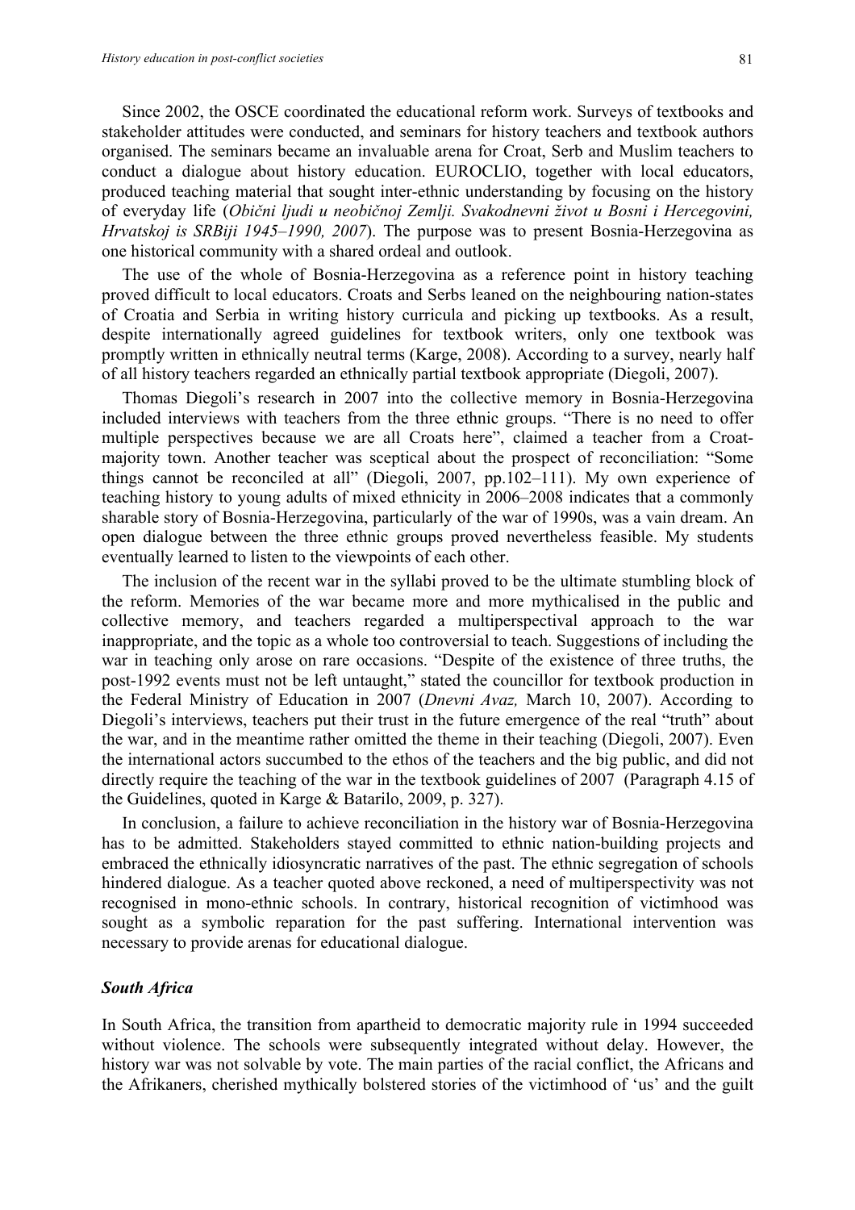Since 2002, the OSCE coordinated the educational reform work. Surveys of textbooks and stakeholder attitudes were conducted, and seminars for history teachers and textbook authors organised. The seminars became an invaluable arena for Croat, Serb and Muslim teachers to conduct a dialogue about history education. EUROCLIO, together with local educators, produced teaching material that sought inter-ethnic understanding by focusing on the history of everyday life (*Obični ljudi u neobičnoj Zemlji. Svakodnevni život u Bosni i Hercegovini, Hrvatskoj is SRBiji 1945–1990, 2007*). The purpose was to present Bosnia-Herzegovina as one historical community with a shared ordeal and outlook.

The use of the whole of Bosnia-Herzegovina as a reference point in history teaching proved difficult to local educators. Croats and Serbs leaned on the neighbouring nation-states of Croatia and Serbia in writing history curricula and picking up textbooks. As a result, despite internationally agreed guidelines for textbook writers, only one textbook was promptly written in ethnically neutral terms (Karge, 2008). According to a survey, nearly half of all history teachers regarded an ethnically partial textbook appropriate (Diegoli, 2007).

Thomas Diegoli's research in 2007 into the collective memory in Bosnia-Herzegovina included interviews with teachers from the three ethnic groups. "There is no need to offer multiple perspectives because we are all Croats here", claimed a teacher from a Croat-majority town. Another teacher was sceptical about the prospect of reconciliation: "Some things cannot be reconciled at all" (Diegoli, 2007, pp.102–111). My own experience of teaching history to young adults of mixed ethnicity in 2006–2008 indicates that a commonly sharable story of Bosnia-Herzegovina, particularly of the war of 1990s, was a vain dream. An open dialogue between the three ethnic groups proved nevertheless feasible. My students eventually learned to listen to the viewpoints of each other.

The inclusion of the recent war in the syllabi proved to be the ultimate stumbling block of the reform. Memories of the war became more and more mythicalised in the public and collective memory, and teachers regarded a multiperspectival approach to the war inappropriate, and the topic as a whole too controversial to teach. Suggestions of including the war in teaching only arose on rare occasions. "Despite of the existence of three truths, the post-1992 events must not be left untaught," stated the councillor for textbook production in the Federal Ministry of Education in 2007 (*Dnevni Avaz,* March 10, 2007). According to Diegoli's interviews, teachers put their trust in the future emergence of the real "truth" about the war, and in the meantime rather omitted the theme in their teaching (Diegoli, 2007). Even the international actors succumbed to the ethos of the teachers and the big public, and did not directly require the teaching of the war in the textbook guidelines of 2007 (Paragraph 4.15 of the Guidelines, quoted in Karge & Batarilo, 2009, p. 327).

In conclusion, a failure to achieve reconciliation in the history war of Bosnia-Herzegovina has to be admitted. Stakeholders stayed committed to ethnic nation-building projects and embraced the ethnically idiosyncratic narratives of the past. The ethnic segregation of schools hindered dialogue. As a teacher quoted above reckoned, a need of multiperspectivity was not recognised in mono-ethnic schools. In contrary, historical recognition of victimhood was sought as a symbolic reparation for the past suffering. International intervention was necessary to provide arenas for educational dialogue.

### *South Africa*

In South Africa, the transition from apartheid to democratic majority rule in 1994 succeeded without violence. The schools were subsequently integrated without delay. However, the history war was not solvable by vote. The main parties of the racial conflict, the Africans and the Afrikaners, cherished mythically bolstered stories of the victimhood of 'us' and the guilt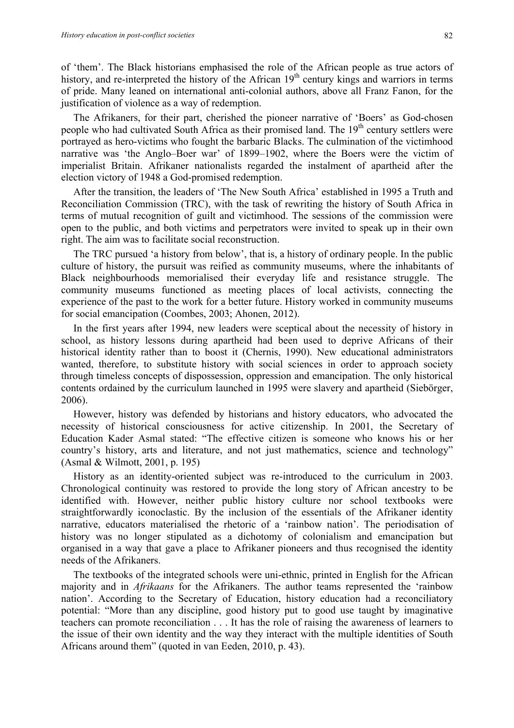of 'them'. The Black historians emphasised the role of the African people as true actors of history, and re-interpreted the history of the African 19th century kings and warriors in terms of pride. Many leaned on international anti-colonial authors, above all Franz Fanon, for the justification of violence as a way of redemption.

The Afrikaners, for their part, cherished the pioneer narrative of 'Boers' as God-chosen people who had cultivated South Africa as their promised land. The 19th century settlers were portrayed as hero-victims who fought the barbaric Blacks. The culmination of the victimhood narrative was 'the Anglo–Boer war' of 1899–1902, where the Boers were the victim of imperialist Britain. Afrikaner nationalists regarded the instalment of apartheid after the election victory of 1948 a God-promised redemption.

After the transition, the leaders of 'The New South Africa' established in 1995 a Truth and Reconciliation Commission (TRC), with the task of rewriting the history of South Africa in terms of mutual recognition of guilt and victimhood. The sessions of the commission were open to the public, and both victims and perpetrators were invited to speak up in their own right. The aim was to facilitate social reconstruction.

The TRC pursued 'a history from below', that is, a history of ordinary people. In the public culture of history, the pursuit was reified as community museums, where the inhabitants of Black neighbourhoods memorialised their everyday life and resistance struggle. The community museums functioned as meeting places of local activists, connecting the experience of the past to the work for a better future. History worked in community museums for social emancipation (Coombes, 2003; Ahonen, 2012).

In the first years after 1994, new leaders were sceptical about the necessity of history in school, as history lessons during apartheid had been used to deprive Africans of their historical identity rather than to boost it (Chernis, 1990). New educational administrators wanted, therefore, to substitute history with social sciences in order to approach society through timeless concepts of dispossession, oppression and emancipation. The only historical contents ordained by the curriculum launched in 1995 were slavery and apartheid (Siebörger, 2006).

However, history was defended by historians and history educators, who advocated the necessity of historical consciousness for active citizenship. In 2001, the Secretary of Education Kader Asmal stated: "The effective citizen is someone who knows his or her country's history, arts and literature, and not just mathematics, science and technology" (Asmal & Wilmott, 2001, p. 195)

History as an identity-oriented subject was re-introduced to the curriculum in 2003. Chronological continuity was restored to provide the long story of African ancestry to be identified with. However, neither public history culture nor school textbooks were straightforwardly iconoclastic. By the inclusion of the essentials of the Afrikaner identity narrative, educators materialised the rhetoric of a 'rainbow nation'. The periodisation of history was no longer stipulated as a dichotomy of colonialism and emancipation but organised in a way that gave a place to Afrikaner pioneers and thus recognised the identity needs of the Afrikaners.

The textbooks of the integrated schools were uni-ethnic, printed in English for the African majority and in *Afrikaans* for the Afrikaners. The author teams represented the 'rainbow nation'. According to the Secretary of Education, history education had a reconciliatory potential: "More than any discipline, good history put to good use taught by imaginative teachers can promote reconciliation . . . It has the role of raising the awareness of learners to the issue of their own identity and the way they interact with the multiple identities of South Africans around them" (quoted in van Eeden, 2010, p. 43).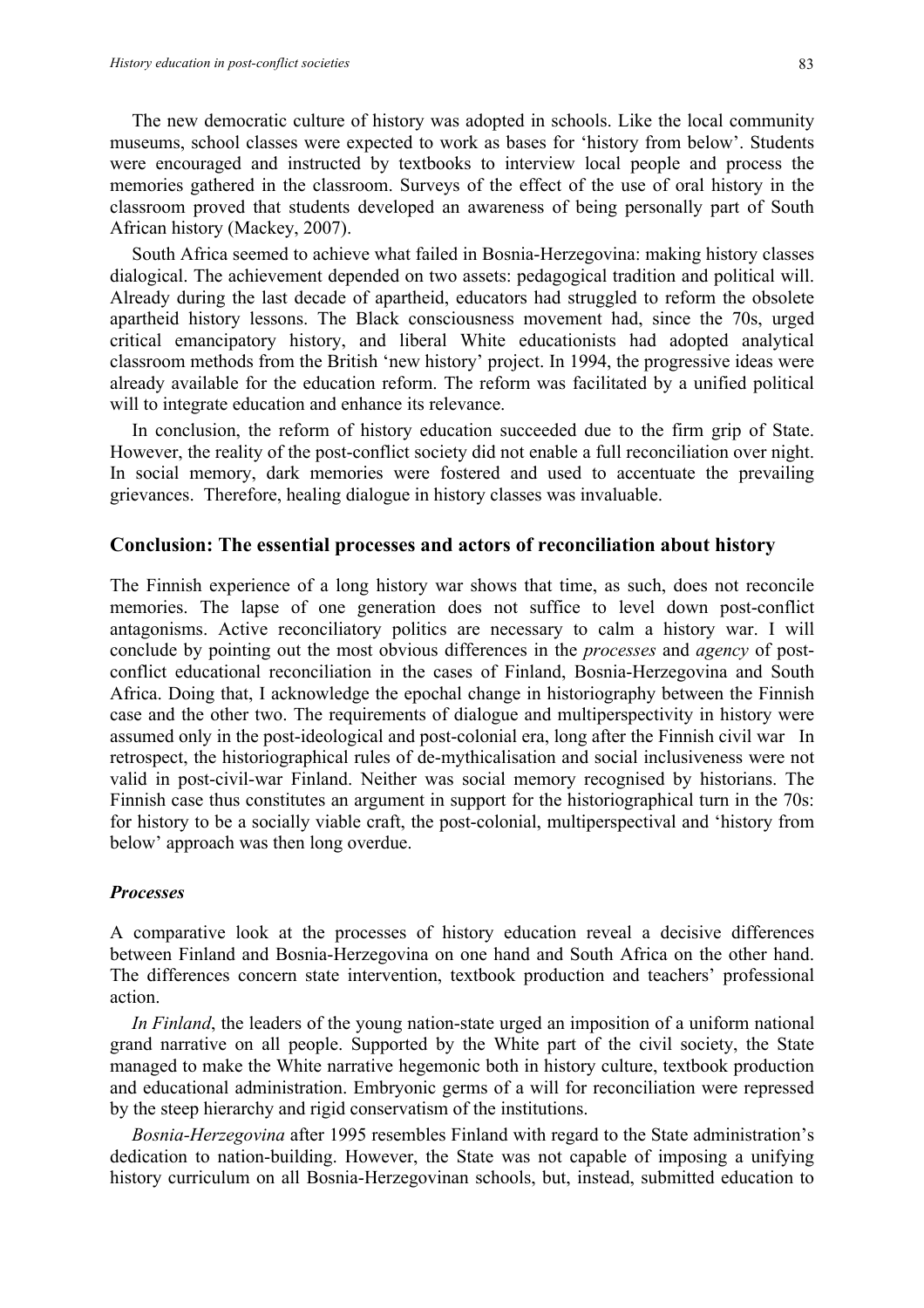The new democratic culture of history was adopted in schools. Like the local community museums, school classes were expected to work as bases for 'history from below'. Students were encouraged and instructed by textbooks to interview local people and process the memories gathered in the classroom. Surveys of the effect of the use of oral history in the classroom proved that students developed an awareness of being personally part of South African history (Mackey, 2007).

South Africa seemed to achieve what failed in Bosnia-Herzegovina: making history classes dialogical. The achievement depended on two assets: pedagogical tradition and political will. Already during the last decade of apartheid, educators had struggled to reform the obsolete apartheid history lessons. The Black consciousness movement had, since the 70s, urged critical emancipatory history, and liberal White educationists had adopted analytical classroom methods from the British 'new history' project. In 1994, the progressive ideas were already available for the education reform. The reform was facilitated by a unified political will to integrate education and enhance its relevance.

In conclusion, the reform of history education succeeded due to the firm grip of State. However, the reality of the post-conflict society did not enable a full reconciliation over night. In social memory, dark memories were fostered and used to accentuate the prevailing grievances. Therefore, healing dialogue in history classes was invaluable.

## Conclusion: The essential processes and actors of reconciliation about history

The Finnish experience of a long history war shows that time, as such, does not reconcile memories. The lapse of one generation does not suffice to level down post-conflict antagonisms. Active reconciliatory politics are necessary to calm a history war. I will conclude by pointing out the most obvious differences in the *processes* and *agency* of post-conflict educational reconciliation in the cases of Finland, Bosnia-Herzegovina and South Africa. Doing that, I acknowledge the epochal change in historiography between the Finnish case and the other two. The requirements of dialogue and multiperspectivity in history were assumed only in the post-ideological and post-colonial era, long after the Finnish civil war In retrospect, the historiographical rules of de-mythicalisation and social inclusiveness were not valid in post-civil-war Finland. Neither was social memory recognised by historians. The Finnish case thus constitutes an argument in support for the historiographical turn in the 70s: for history to be a socially viable craft, the post-colonial, multiperspectival and 'history from below' approach was then long overdue.

### *Processes*

A comparative look at the processes of history education reveal a decisive differences between Finland and Bosnia-Herzegovina on one hand and South Africa on the other hand. The differences concern state intervention, textbook production and teachers' professional action.

*In Finland*, the leaders of the young nation-state urged an imposition of a uniform national grand narrative on all people. Supported by the White part of the civil society, the State managed to make the White narrative hegemonic both in history culture, textbook production and educational administration. Embryonic germs of a will for reconciliation were repressed by the steep hierarchy and rigid conservatism of the institutions.

*Bosnia-Herzegovina* after 1995 resembles Finland with regard to the State administration's dedication to nation-building. However, the State was not capable of imposing a unifying history curriculum on all Bosnia-Herzegovinan schools, but, instead, submitted education to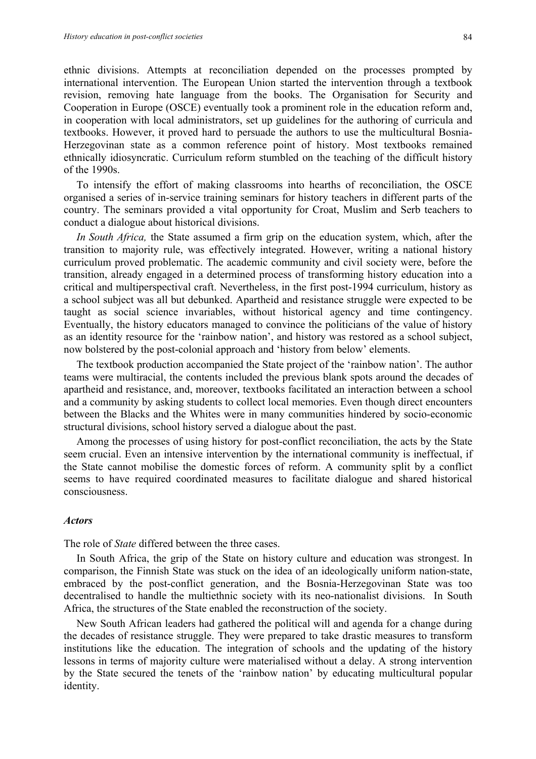ethnic divisions. Attempts at reconciliation depended on the processes prompted by international intervention. The European Union started the intervention through a textbook revision, removing hate language from the books. The Organisation for Security and Cooperation in Europe (OSCE) eventually took a prominent role in the education reform and, in cooperation with local administrators, set up guidelines for the authoring of curricula and textbooks. However, it proved hard to persuade the authors to use the multicultural Bosnia-Herzegovinan state as a common reference point of history. Most textbooks remained ethnically idiosyncratic. Curriculum reform stumbled on the teaching of the difficult history of the 1990s.

To intensify the effort of making classrooms into hearths of reconciliation, the OSCE organised a series of in-service training seminars for history teachers in different parts of the country. The seminars provided a vital opportunity for Croat, Muslim and Serb teachers to conduct a dialogue about historical divisions.

*In South Africa,* the State assumed a firm grip on the education system, which, after the transition to majority rule, was effectively integrated. However, writing a national history curriculum proved problematic. The academic community and civil society were, before the transition, already engaged in a determined process of transforming history education into a critical and multiperspectival craft. Nevertheless, in the first post-1994 curriculum, history as a school subject was all but debunked. Apartheid and resistance struggle were expected to be taught as social science invariables, without historical agency and time contingency. Eventually, the history educators managed to convince the politicians of the value of history as an identity resource for the 'rainbow nation', and history was restored as a school subject, now bolstered by the post-colonial approach and 'history from below' elements.

The textbook production accompanied the State project of the 'rainbow nation'. The author teams were multiracial, the contents included the previous blank spots around the decades of apartheid and resistance, and, moreover, textbooks facilitated an interaction between a school and a community by asking students to collect local memories. Even though direct encounters between the Blacks and the Whites were in many communities hindered by socio-economic structural divisions, school history served a dialogue about the past.

Among the processes of using history for post-conflict reconciliation, the acts by the State seem crucial. Even an intensive intervention by the international community is ineffectual, if the State cannot mobilise the domestic forces of reform. A community split by a conflict seems to have required coordinated measures to facilitate dialogue and shared historical consciousness.

### *Actors*

The role of *State* differed between the three cases.

In South Africa, the grip of the State on history culture and education was strongest. In comparison, the Finnish State was stuck on the idea of an ideologically uniform nation-state, embraced by the post-conflict generation, and the Bosnia-Herzegovinan State was too decentralised to handle the multiethnic society with its neo-nationalist divisions. In South Africa, the structures of the State enabled the reconstruction of the society.

New South African leaders had gathered the political will and agenda for a change during the decades of resistance struggle. They were prepared to take drastic measures to transform institutions like the education. The integration of schools and the updating of the history lessons in terms of majority culture were materialised without a delay. A strong intervention by the State secured the tenets of the 'rainbow nation' by educating multicultural popular identity.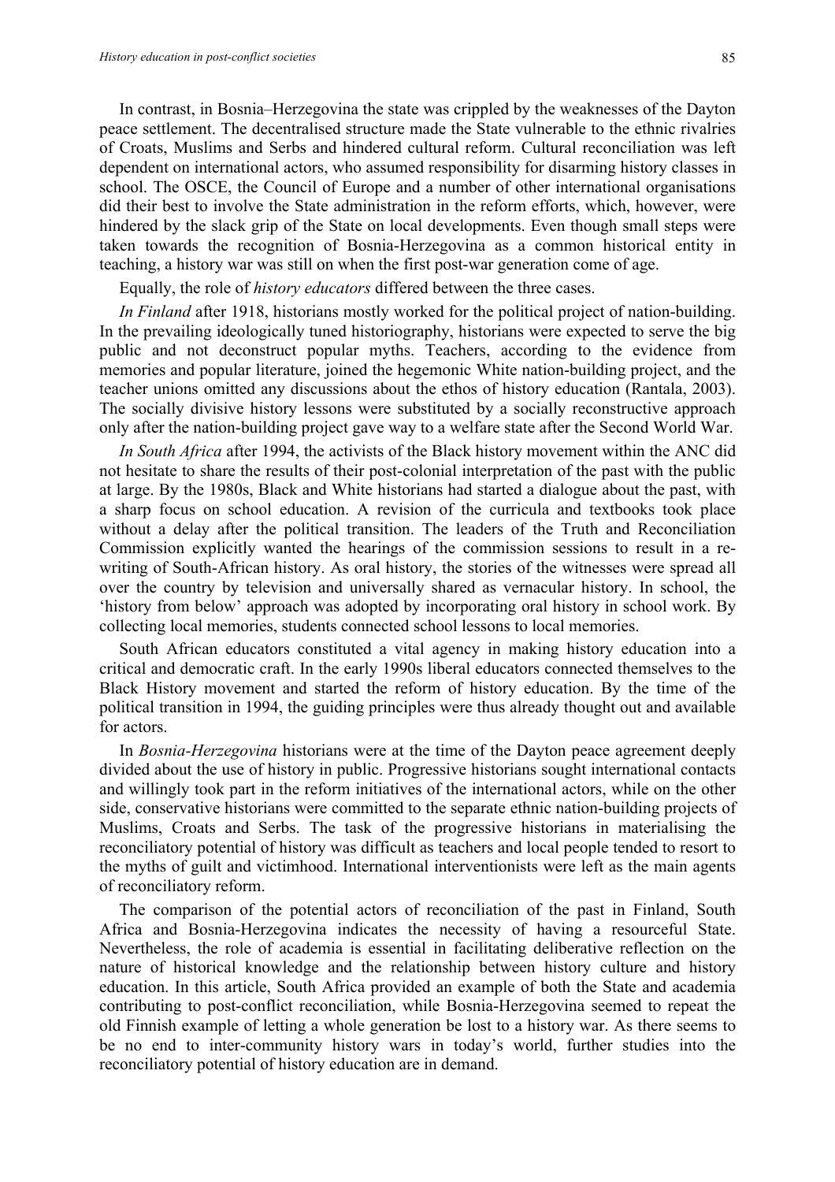In contrast, in Bosnia–Herzegovina the state was crippled by the weaknesses of the Dayton peace settlement. The decentralised structure made the State vulnerable to the ethnic rivalries of Croats, Muslims and Serbs and hindered cultural reform. Cultural reconciliation was left dependent on international actors, who assumed responsibility for disarming history classes in school. The OSCE, the Council of Europe and a number of other international organisations did their best to involve the State administration in the reform efforts, which, however, were hindered by the slack grip of the State on local developments. Even though small steps were taken towards the recognition of Bosnia-Herzegovina as a common historical entity in teaching, a history war was still on when the first post-war generation come of age.

Equally, the role of *history educators* differed between the three cases.

*In Finland* after 1918, historians mostly worked for the political project of nation-building. In the prevailing ideologically tuned historiography, historians were expected to serve the big public and not deconstruct popular myths. Teachers, according to the evidence from memories and popular literature, joined the hegemonic White nation-building project, and the teacher unions omitted any discussions about the ethos of history education (Rantala, 2003). The socially divisive history lessons were substituted by a socially reconstructive approach only after the nation-building project gave way to a welfare state after the Second World War.

*In South Africa* after 1994, the activists of the Black history movement within the ANC did not hesitate to share the results of their post-colonial interpretation of the past with the public at large. By the 1980s, Black and White historians had started a dialogue about the past, with a sharp focus on school education. A revision of the curricula and textbooks took place without a delay after the political transition. The leaders of the Truth and Reconciliation Commission explicitly wanted the hearings of the commission sessions to result in a re-writing of South-African history. As oral history, the stories of the witnesses were spread all over the country by television and universally shared as vernacular history. In school, the 'history from below' approach was adopted by incorporating oral history in school work. By collecting local memories, students connected school lessons to local memories.

South African educators constituted a vital agency in making history education into a critical and democratic craft. In the early 1990s liberal educators connected themselves to the Black History movement and started the reform of history education. By the time of the political transition in 1994, the guiding principles were thus already thought out and available for actors.

In *Bosnia-Herzegovina* historians were at the time of the Dayton peace agreement deeply divided about the use of history in public. Progressive historians sought international contacts and willingly took part in the reform initiatives of the international actors, while on the other side, conservative historians were committed to the separate ethnic nation-building projects of Muslims, Croats and Serbs. The task of the progressive historians in materialising the reconciliatory potential of history was difficult as teachers and local people tended to resort to the myths of guilt and victimhood. International interventionists were left as the main agents of reconciliatory reform.

The comparison of the potential actors of reconciliation of the past in Finland, South Africa and Bosnia-Herzegovina indicates the necessity of having a resourceful State. Nevertheless, the role of academia is essential in facilitating deliberative reflection on the nature of historical knowledge and the relationship between history culture and history education. In this article, South Africa provided an example of both the State and academia contributing to post-conflict reconciliation, while Bosnia-Herzegovina seemed to repeat the old Finnish example of letting a whole generation be lost to a history war. As there seems to be no end to inter-community history wars in today's world, further studies into the reconciliatory potential of history education are in demand.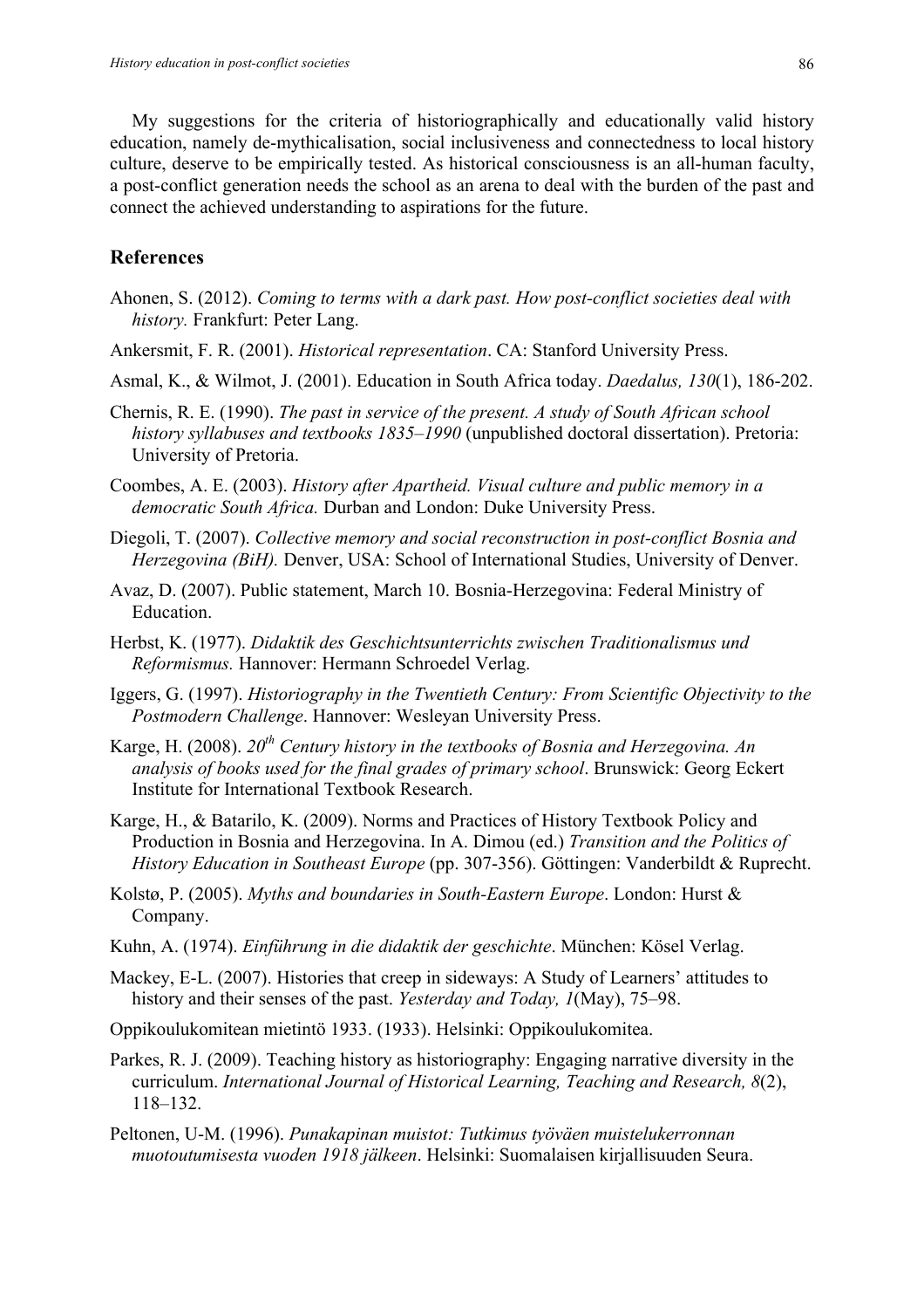My suggestions for the criteria of historiographically and educationally valid history education, namely de-mythicalisation, social inclusiveness and connectedness to local history culture, deserve to be empirically tested. As historical consciousness is an all-human faculty, a post-conflict generation needs the school as an arena to deal with the burden of the past and connect the achieved understanding to aspirations for the future.

## References

Ahonen, S. (2012). *Coming to terms with a dark past. How post-conflict societies deal with history.* Frankfurt: Peter Lang.

Ankersmit, F. R. (2001). *Historical representation*. CA: Stanford University Press.

Asmal, K., & Wilmot, J. (2001). Education in South Africa today. *Daedalus, 130*(1), 186-202.

Chernis, R. E. (1990). *The past in service of the present. A study of South African school history syllabuses and textbooks 1835–1990* (unpublished doctoral dissertation). Pretoria: University of Pretoria.

Coombes, A. E. (2003). *History after Apartheid. Visual culture and public memory in a democratic South Africa.* Durban and London: Duke University Press.

Diegoli, T. (2007). *Collective memory and social reconstruction in post-conflict Bosnia and Herzegovina (BiH).* Denver, USA: School of International Studies, University of Denver.

Avaz, D. (2007). Public statement, March 10. Bosnia-Herzegovina: Federal Ministry of Education.

Herbst, K. (1977). *Didaktik des Geschichtsunterrichts zwischen Traditionalismus und Reformismus.* Hannover: Hermann Schroedel Verlag.

Iggers, G. (1997). *Historiography in the Twentieth Century: From Scientific Objectivity to the Postmodern Challenge*. Hannover: Wesleyan University Press.

Karge, H. (2008). *20th Century history in the textbooks of Bosnia and Herzegovina. An analysis of books used for the final grades of primary school*. Brunswick: Georg Eckert Institute for International Textbook Research.

Karge, H., & Batarilo, K. (2009). Norms and Practices of History Textbook Policy and Production in Bosnia and Herzegovina. In A. Dimou (ed.) *Transition and the Politics of History Education in Southeast Europe* (pp. 307-356). Göttingen: Vanderbildt & Ruprecht.

Kolstø, P. (2005). *Myths and boundaries in South-Eastern Europe*. London: Hurst & Company.

Kuhn, A. (1974). *Einführung in die didaktik der geschichte*. München: Kösel Verlag.

Mackey, E-L. (2007). Histories that creep in sideways: A Study of Learners' attitudes to history and their senses of the past. *Yesterday and Today, 1*(May), 75–98.

Oppikoulukomitean mietintö 1933. (1933). Helsinki: Oppikoulukomitea.

Parkes, R. J. (2009). Teaching history as historiography: Engaging narrative diversity in the curriculum. *International Journal of Historical Learning, Teaching and Research, 8*(2), 118–132.

Peltonen, U-M. (1996). *Punakapinan muistot: Tutkimus työväen muistelukerronnan muotoutumisesta vuoden 1918 jälkeen*. Helsinki: Suomalaisen kirjallisuuden Seura.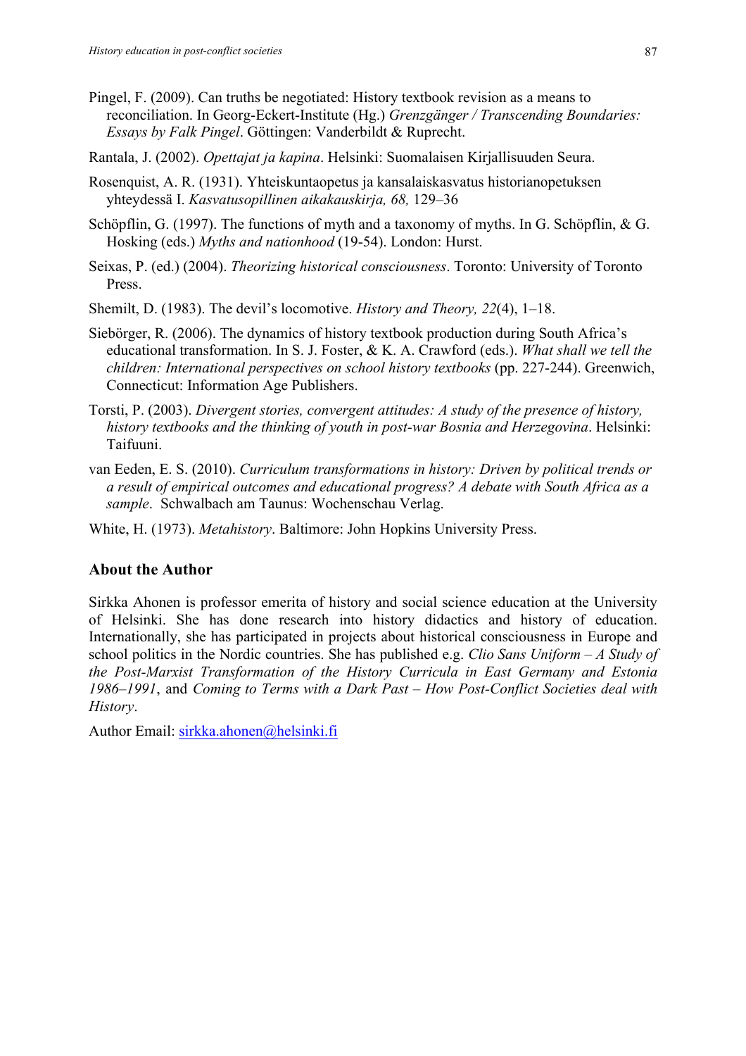Pingel, F. (2009). Can truths be negotiated: History textbook revision as a means to reconciliation. In Georg-Eckert-Institute (Hg.) *Grenzgänger / Transcending Boundaries: Essays by Falk Pingel*. Göttingen: Vanderbildt & Ruprecht.

Rantala, J. (2002). *Opettajat ja kapina*. Helsinki: Suomalaisen Kirjallisuuden Seura.

Rosenquist, A. R. (1931). Yhteiskuntaopetus ja kansalaiskasvatus historianopetuksen yhteydessä I. *Kasvatusopillinen aikakauskirja, 68,* 129–36

Schöpflin, G. (1997). The functions of myth and a taxonomy of myths. In G. Schöpflin, & G. Hosking (eds.) *Myths and nationhood* (19-54). London: Hurst.

Seixas, P. (ed.) (2004). *Theorizing historical consciousness*. Toronto: University of Toronto Press.

Shemilt, D. (1983). The devil's locomotive. *History and Theory, 22*(4), 1–18.

Siebörger, R. (2006). The dynamics of history textbook production during South Africa's educational transformation. In S. J. Foster, & K. A. Crawford (eds.). *What shall we tell the children: International perspectives on school history textbooks* (pp. 227-244). Greenwich, Connecticut: Information Age Publishers.

Torsti, P. (2003). *Divergent stories, convergent attitudes: A study of the presence of history, history textbooks and the thinking of youth in post-war Bosnia and Herzegovina*. Helsinki: Taifuuni.

van Eeden, E. S. (2010). *Curriculum transformations in history: Driven by political trends or a result of empirical outcomes and educational progress? A debate with South Africa as a sample*. Schwalbach am Taunus: Wochenschau Verlag.

White, H. (1973). *Metahistory*. Baltimore: John Hopkins University Press.

## About the Author

Sirkka Ahonen is professor emerita of history and social science education at the University of Helsinki. She has done research into history didactics and history of education. Internationally, she has participated in projects about historical consciousness in Europe and school politics in the Nordic countries. She has published e.g. *Clio Sans Uniform – A Study of the Post-Marxist Transformation of the History Curricula in East Germany and Estonia 1986–1991*, and *Coming to Terms with a Dark Past – How Post-Conflict Societies deal with History*.

Author Email: sirkka.ahonen@helsinki.fi